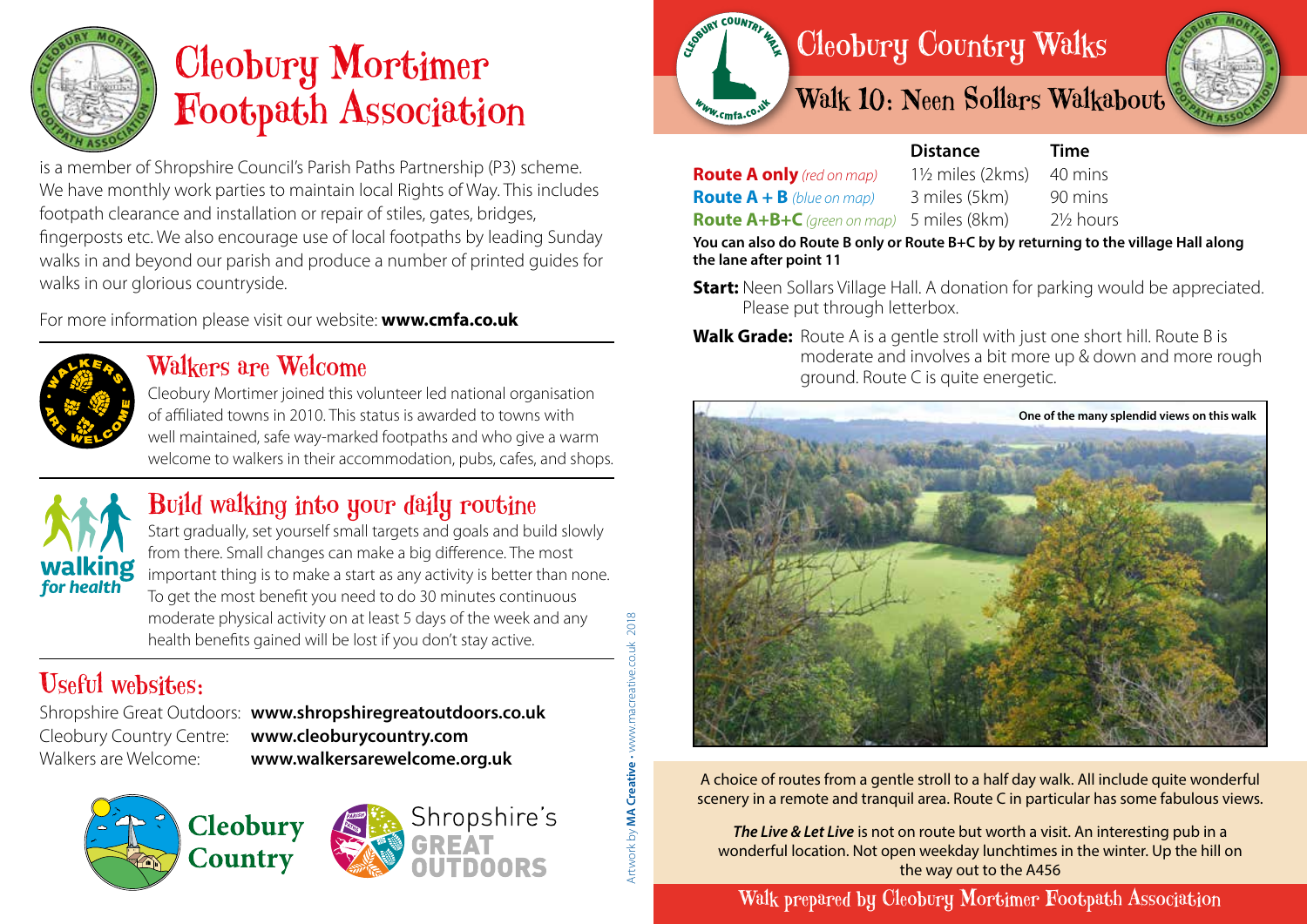# Cleobury Mortimer Footpath Association

is a member of Shropshire Council's Parish Paths Partnership (P3) scheme. We have monthly work parties to maintain local Rights of Way. This includes footpath clearance and installation or repair of stiles, gates, bridges, fingerposts etc. We also encourage use of local footpaths by leading Sunday walks in and beyond our parish and produce a number of printed guides for walks in our glorious countryside.

For more information please visit our website: **www.cmfa.co.uk**

## Walkers are Welcome

Cleobury Mortimer joined this volunteer led national organisation of affiliated towns in 2010. This status is awarded to towns with well maintained, safe way-marked footpaths and who give a warm welcome to walkers in their accommodation, pubs, cafes, and shops.

## Build walking into your daily routine

Start gradually, set yourself small targets and goals and build slowly from there. Small changes can make a big difference. The most important thing is to make a start as any activity is better than none. To get the most benefit you need to do 30 minutes continuous moderate physical activity on at least 5 days of the week and any health benefits gained will be lost if you don't stay active.

## Useful websites:

Shropshire Great Outdoors: **www.shropshiregreatoutdoors.co.uk**
Cleobury Country Centre: **www.cleoburycountry.com**
Walkers are Welcome: **www.walkersarewelcome.org.uk**

Artwork by **MA Creative** • www.macreative.co.uk 2018

# Cleobury Country Walks

## Walk 10: Neen Sollars Walkabout

| | Distance | Time |
|---|---|---|
| **Route A only** *(red on map)* | 1½ miles (2kms) | 40 mins |
| **Route A + B** *(blue on map)* | 3 miles (5km) | 90 mins |
| **Route A+B+C** *(green on map)* | 5 miles (8km) | 2½ hours |

**You can also do Route B only or Route B+C by by returning to the village Hall along the lane after point 11**

**Start:** Neen Sollars Village Hall. A donation for parking would be appreciated. Please put through letterbox.

**Walk Grade:** Route A is a gentle stroll with just one short hill. Route B is moderate and involves a bit more up & down and more rough ground. Route C is quite energetic.

One of the many splendid views on this walk

A choice of routes from a gentle stroll to a half day walk. All include quite wonderful scenery in a remote and tranquil area. Route C in particular has some fabulous views.

***The Live & Let Live*** is not on route but worth a visit. An interesting pub in a wonderful location. Not open weekday lunchtimes in the winter. Up the hill on the way out to the A456

Walk prepared by Cleobury Mortimer Footpath Association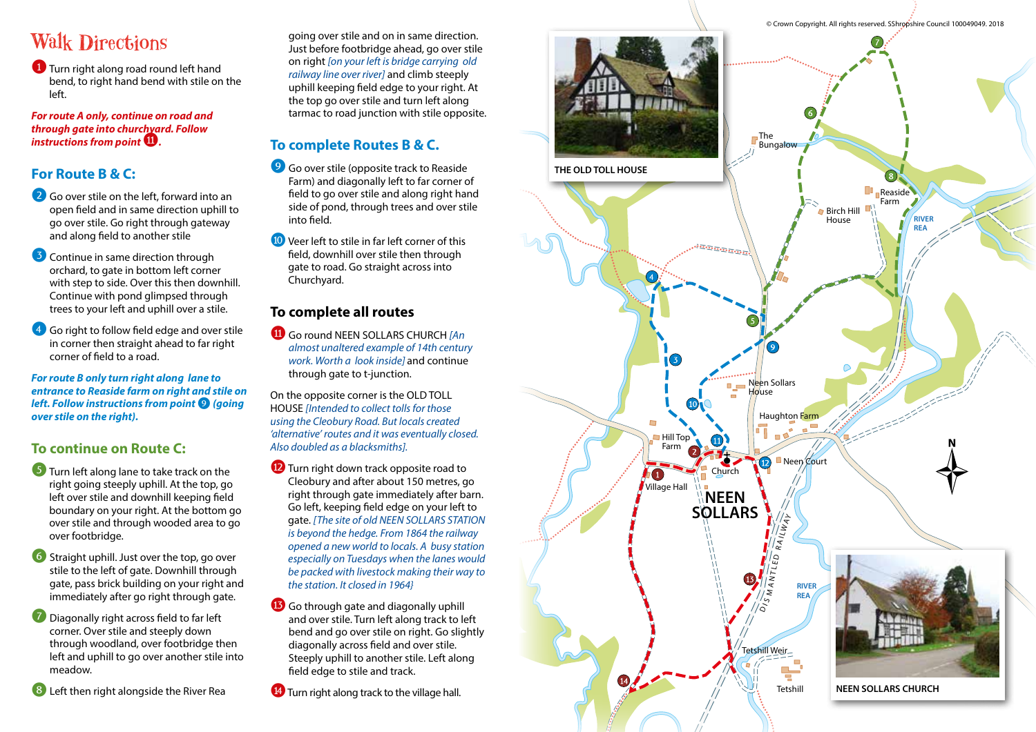# Walk Directions

1. Turn right along road round left hand bend, to right hand bend with stile on the left.

***For route A only, continue on road and through gate into churchyard. Follow instructions from point 11.***

## For Route B & C:

2. Go over stile on the left, forward into an open field and in same direction uphill to go over stile. Go right through gateway and along field to another stile

3. Continue in same direction through orchard, to gate in bottom left corner with step to side. Over this then downhill. Continue with pond glimpsed through trees to your left and uphill over a stile.

4. Go right to follow field edge and over stile in corner then straight ahead to far right corner of field to a road.

***For route B only turn right along lane to entrance to Reaside farm on right and stile on left. Follow instructions from point 9 (going over stile on the right).***

## To continue on Route C:

5. Turn left along lane to take track on the right going steeply uphill. At the top, go left over stile and downhill keeping field boundary on your right. At the bottom go over stile and through wooded area to go over footbridge.

6. Straight uphill. Just over the top, go over stile to the left of gate. Downhill through gate, pass brick building on your right and immediately after go right through gate.

7. Diagonally right across field to far left corner. Over stile and steeply down through woodland, over footbridge then left and uphill to go over another stile into meadow.

8. Left then right alongside the River Rea going over stile and on in same direction. Just before footbridge ahead, go over stile on right *[on your left is bridge carrying old railway line over river]* and climb steeply uphill keeping field edge to your right. At the top go over stile and turn left along tarmac to road junction with stile opposite.

## To complete Routes B & C.

9. Go over stile (opposite track to Reaside Farm) and diagonally left to far corner of field to go over stile and along right hand side of pond, through trees and over stile into field.

10. Veer left to stile in far left corner of this field, downhill over stile then through gate to road. Go straight across into Churchyard.

## To complete all routes

11. Go round NEEN SOLLARS CHURCH *[An almost unaltered example of 14th century work. Worth a look inside]* and continue through gate to t-junction.

On the opposite corner is the OLD TOLL HOUSE *[Intended to collect tolls for those using the Cleobury Road. But locals created 'alternative' routes and it was eventually closed. Also doubled as a blacksmiths].*

12. Turn right down track opposite road to Cleobury and after about 150 metres, go right through gate immediately after barn. Go left, keeping field edge on your left to gate. *[The site of old NEEN SOLLARS STATION is beyond the hedge. From 1864 the railway opened a new world to locals. A busy station especially on Tuesdays when the lanes would be packed with livestock making their way to the station. It closed in 1964}*

13. Go through gate and diagonally uphill and over stile. Turn left along track to left bend and go over stile on right. Go slightly diagonally across field and over stile. Steeply uphill to another stile. Left along field edge to stile and track.

14. Turn right along track to the village hall.

THE OLD TOLL HOUSE

© Crown Copyright. All rights reserved. SShropshire Council 100049049. 2018

The Bungalow
Reaside Farm
Birch Hill House
RIVER REA
Neen Sollars House
Haughton Farm
Hill Top Farm
Church
Neen Court
Village Hall
NEEN SOLLARS
DISMANTLED RAILWAY
RIVER REA
Tetshill Weir
Tetshill
N

NEEN SOLLARS CHURCH